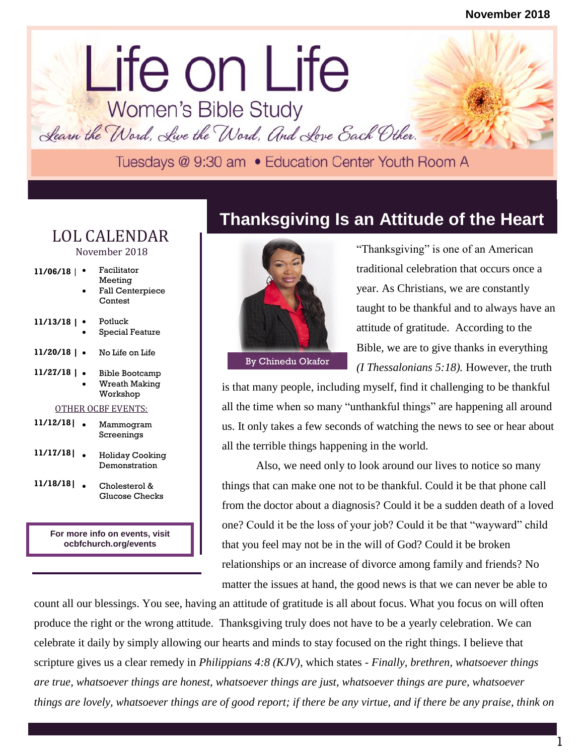November 2018

# Life on Life

## Women's Bible Study

*Learn the Word, Live the Word, And Love Each Other.*

Tuesdays @ 9:30 am • Education Center Youth Room A

## LOL CALENDAR

November 2018

**11/06/18** |
- Facilitator Meeting
- Fall Centerpiece Contest

**11/13/18** |
- Potluck
- Special Feature

**11/20/18** |
- No Life on Life

**11/27/18** |
- Bible Bootcamp
- Wreath Making Workshop

OTHER OCBF EVENTS:

**11/12/18**|
- Mammogram Screenings

**11/17/18**|
- Holiday Cooking Demonstration

**11/18/18**|
- Cholesterol & Glucose Checks

**For more info on events, visit ocbfchurch.org/events**

## Thanksgiving Is an Attitude of the Heart

By Chinedu Okafor

"Thanksgiving" is one of an American traditional celebration that occurs once a year. As Christians, we are constantly taught to be thankful and to always have an attitude of gratitude. According to the Bible, we are to give thanks in everything *(I Thessalonians 5:18).* However, the truth is that many people, including myself, find it challenging to be thankful all the time when so many "unthankful things" are happening all around us. It only takes a few seconds of watching the news to see or hear about all the terrible things happening in the world.

Also, we need only to look around our lives to notice so many things that can make one not to be thankful. Could it be that phone call from the doctor about a diagnosis? Could it be a sudden death of a loved one? Could it be the loss of your job? Could it be that "wayward" child that you feel may not be in the will of God? Could it be broken relationships or an increase of divorce among family and friends? No matter the issues at hand, the good news is that we can never be able to count all our blessings. You see, having an attitude of gratitude is all about focus. What you focus on will often produce the right or the wrong attitude. Thanksgiving truly does not have to be a yearly celebration. We can celebrate it daily by simply allowing our hearts and minds to stay focused on the right things. I believe that scripture gives us a clear remedy in *Philippians 4:8 (KJV)*, which states - *Finally, brethren, whatsoever things are true, whatsoever things are honest, whatsoever things are just, whatsoever things are pure, whatsoever things are lovely, whatsoever things are of good report; if there be any virtue, and if there be any praise, think on*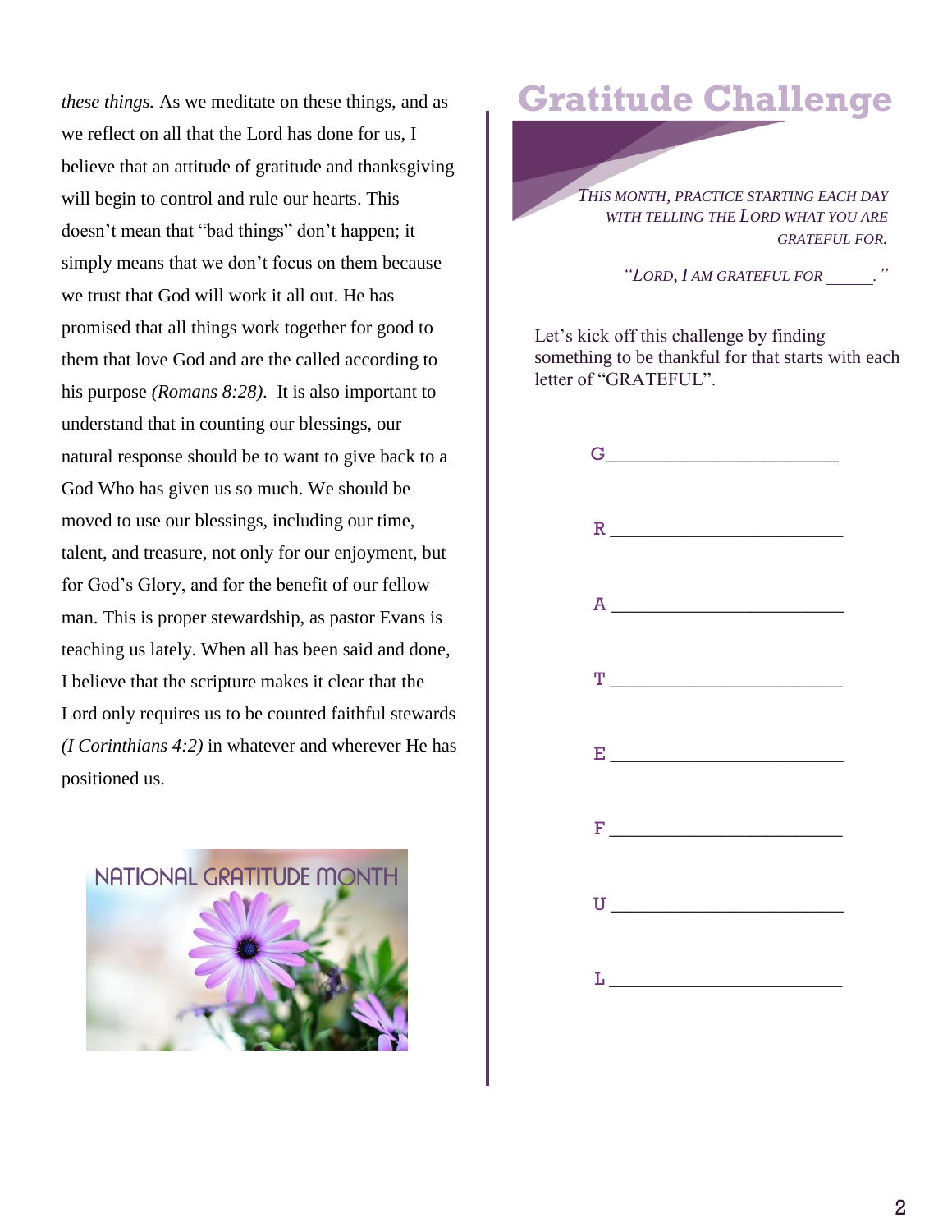*these things.* As we meditate on these things, and as we reflect on all that the Lord has done for us, I believe that an attitude of gratitude and thanksgiving will begin to control and rule our hearts. This doesn't mean that "bad things" don't happen; it simply means that we don't focus on them because we trust that God will work it all out. He has promised that all things work together for good to them that love God and are the called according to his purpose *(Romans 8:28)*. It is also important to understand that in counting our blessings, our natural response should be to want to give back to a God Who has given us so much. We should be moved to use our blessings, including our time, talent, and treasure, not only for our enjoyment, but for God's Glory, and for the benefit of our fellow man. This is proper stewardship, as pastor Evans is teaching us lately. When all has been said and done, I believe that the scripture makes it clear that the Lord only requires us to be counted faithful stewards *(I Corinthians 4:2)* in whatever and wherever He has positioned us.

NATIONAL GRATITUDE MONTH

# Gratitude Challenge

*THIS MONTH, PRACTICE STARTING EACH DAY WITH TELLING THE LORD WHAT YOU ARE GRATEFUL FOR.*

*"LORD, I AM GRATEFUL FOR _____."*

Let's kick off this challenge by finding something to be thankful for that starts with each letter of "GRATEFUL".

G________________________

R ________________________

A ________________________

T ________________________

E ________________________

F ________________________

U ________________________

L ________________________